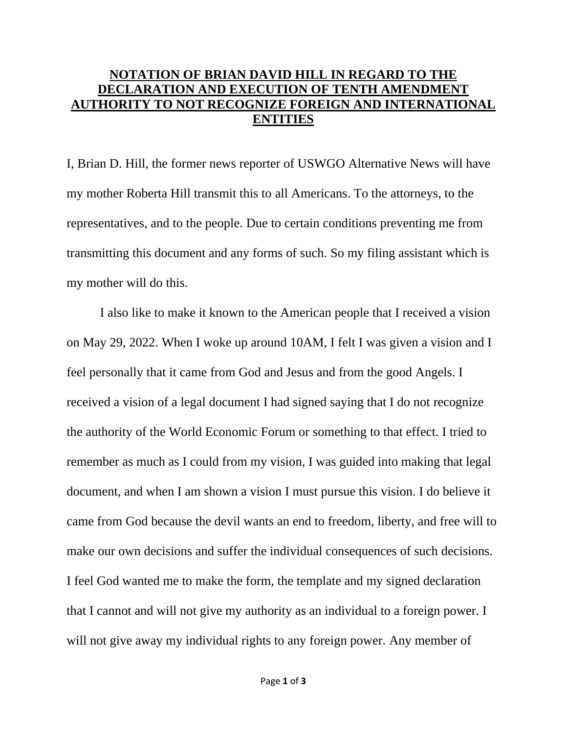# NOTATION OF BRIAN DAVID HILL IN REGARD TO THE DECLARATION AND EXECUTION OF TENTH AMENDMENT AUTHORITY TO NOT RECOGNIZE FOREIGN AND INTERNATIONAL ENTITIES

I, Brian D. Hill, the former news reporter of USWGO Alternative News will have my mother Roberta Hill transmit this to all Americans. To the attorneys, to the representatives, and to the people. Due to certain conditions preventing me from transmitting this document and any forms of such. So my filing assistant which is my mother will do this.

I also like to make it known to the American people that I received a vision on May 29, 2022. When I woke up around 10AM, I felt I was given a vision and I feel personally that it came from God and Jesus and from the good Angels. I received a vision of a legal document I had signed saying that I do not recognize the authority of the World Economic Forum or something to that effect. I tried to remember as much as I could from my vision, I was guided into making that legal document, and when I am shown a vision I must pursue this vision. I do believe it came from God because the devil wants an end to freedom, liberty, and free will to make our own decisions and suffer the individual consequences of such decisions. I feel God wanted me to make the form, the template and my signed declaration that I cannot and will not give my authority as an individual to a foreign power. I will not give away my individual rights to any foreign power. Any member of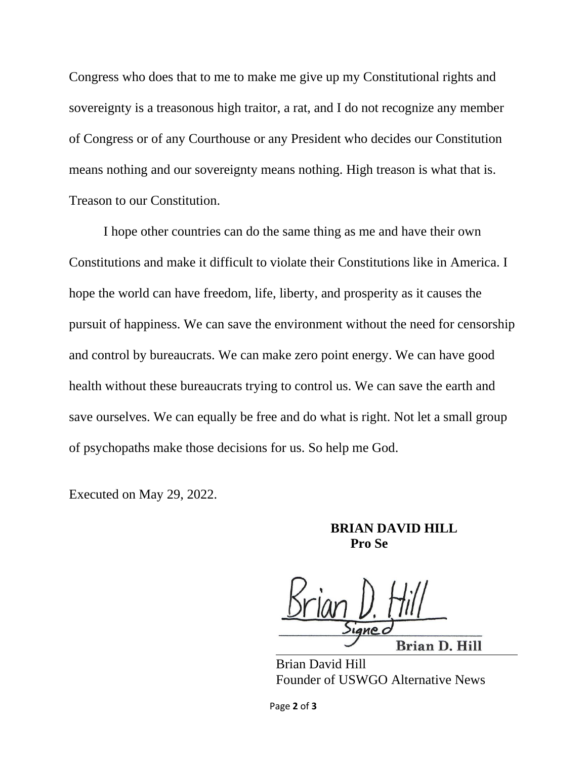Congress who does that to me to make me give up my Constitutional rights and sovereignty is a treasonous high traitor, a rat, and I do not recognize any member of Congress or of any Courthouse or any President who decides our Constitution means nothing and our sovereignty means nothing. High treason is what that is. Treason to our Constitution.

I hope other countries can do the same thing as me and have their own Constitutions and make it difficult to violate their Constitutions like in America. I hope the world can have freedom, life, liberty, and prosperity as it causes the pursuit of happiness. We can save the environment without the need for censorship and control by bureaucrats. We can make zero point energy. We can have good health without these bureaucrats trying to control us. We can save the earth and save ourselves. We can equally be free and do what is right. Not let a small group of psychopaths make those decisions for us. So help me God.

Executed on May 29, 2022.

**BRIAN DAVID HILL**
**Pro Se**

Brian D. Hill
Signed
**Brian D. Hill**

Brian David Hill
Founder of USWGO Alternative News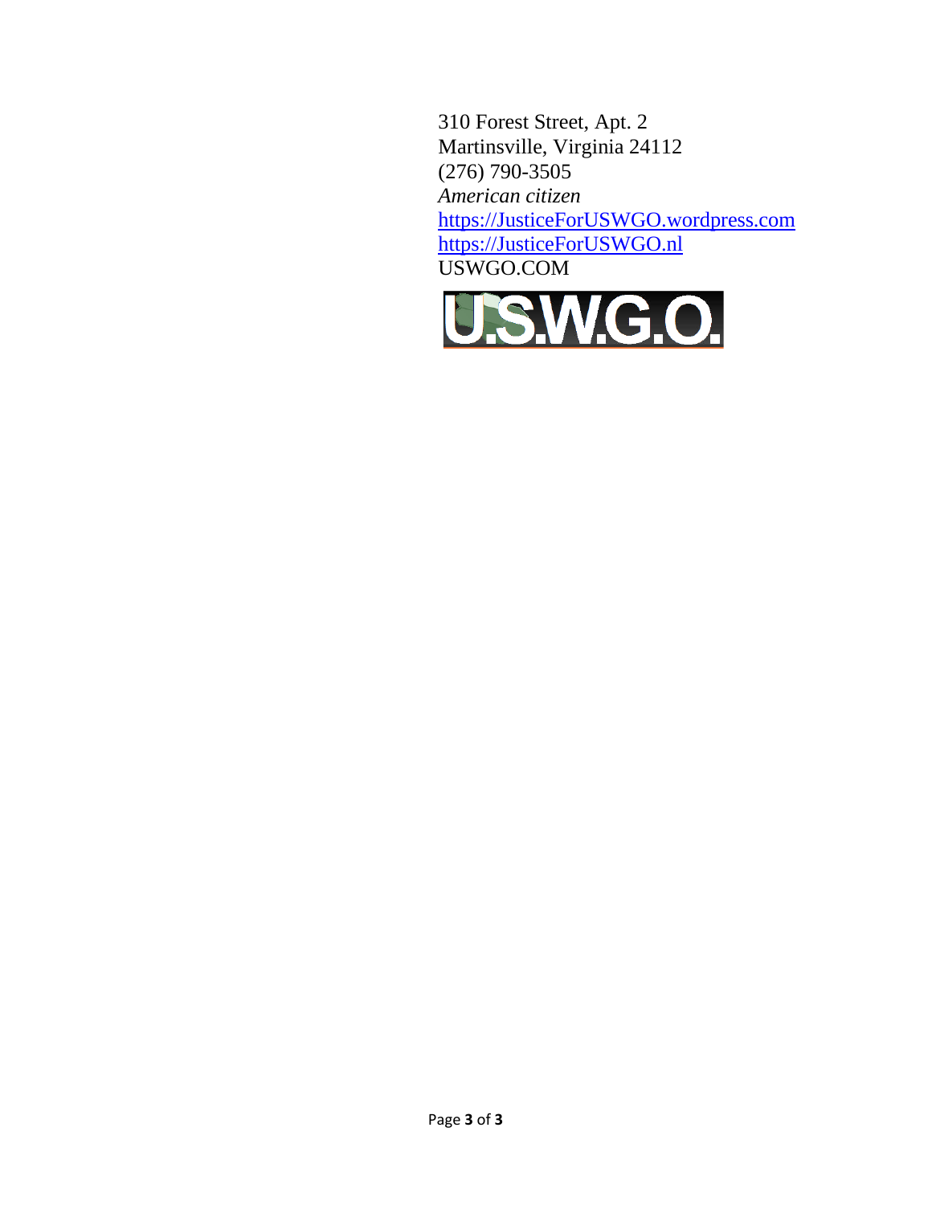310 Forest Street, Apt. 2
Martinsville, Virginia 24112
(276) 790-3505
*American citizen*
https://JusticeForUSWGO.wordpress.com
https://JusticeForUSWGO.nl
USWGO.COM